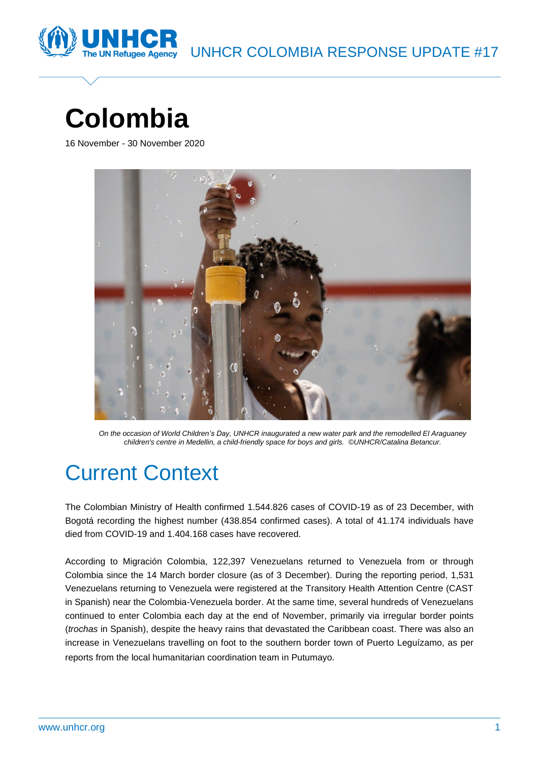UNHCR COLOMBIA RESPONSE UPDATE #17

# Colombia

16 November - 30 November 2020

*On the occasion of World Children's Day, UNHCR inaugurated a new water park and the remodelled El Araguaney children's centre in Medellin, a child-friendly space for boys and girls. ©UNHCR/Catalina Betancur.*

## Current Context

The Colombian Ministry of Health confirmed 1.544.826 cases of COVID-19 as of 23 December, with Bogotá recording the highest number (438.854 confirmed cases). A total of 41.174 individuals have died from COVID-19 and 1.404.168 cases have recovered.

According to Migración Colombia, 122,397 Venezuelans returned to Venezuela from or through Colombia since the 14 March border closure (as of 3 December). During the reporting period, 1,531 Venezuelans returning to Venezuela were registered at the Transitory Health Attention Centre (CAST in Spanish) near the Colombia-Venezuela border. At the same time, several hundreds of Venezuelans continued to enter Colombia each day at the end of November, primarily via irregular border points (*trochas* in Spanish), despite the heavy rains that devastated the Caribbean coast. There was also an increase in Venezuelans travelling on foot to the southern border town of Puerto Leguízamo, as per reports from the local humanitarian coordination team in Putumayo.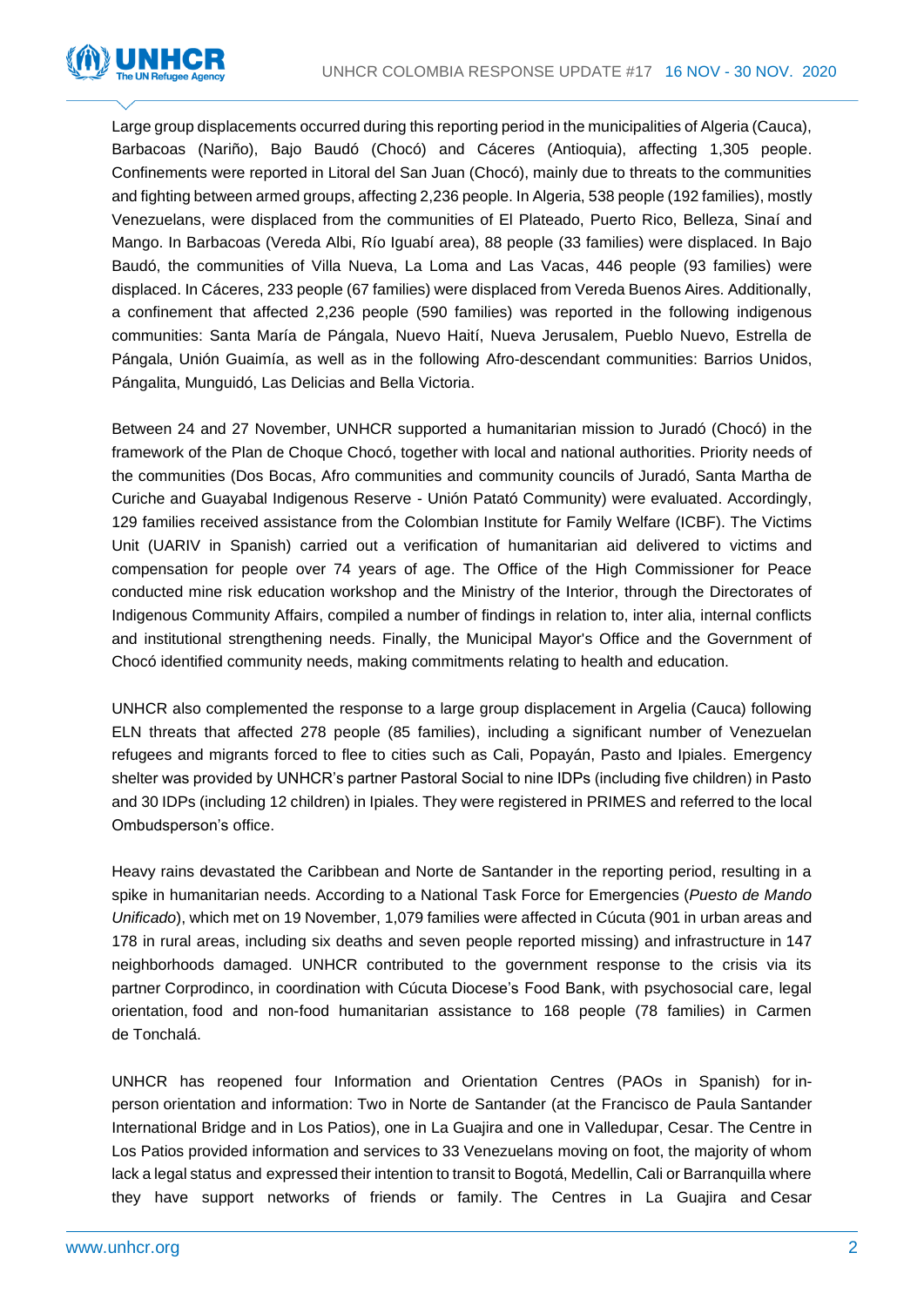Large group displacements occurred during this reporting period in the municipalities of Algeria (Cauca), Barbacoas (Nariño), Bajo Baudó (Chocó) and Cáceres (Antioquia), affecting 1,305 people. Confinements were reported in Litoral del San Juan (Chocó), mainly due to threats to the communities and fighting between armed groups, affecting 2,236 people. In Algeria, 538 people (192 families), mostly Venezuelans, were displaced from the communities of El Plateado, Puerto Rico, Belleza, Sinaí and Mango. In Barbacoas (Vereda Albi, Río Iguabí area), 88 people (33 families) were displaced. In Bajo Baudó, the communities of Villa Nueva, La Loma and Las Vacas, 446 people (93 families) were displaced. In Cáceres, 233 people (67 families) were displaced from Vereda Buenos Aires. Additionally, a confinement that affected 2,236 people (590 families) was reported in the following indigenous communities: Santa María de Pángala, Nuevo Haití, Nueva Jerusalem, Pueblo Nuevo, Estrella de Pángala, Unión Guaimía, as well as in the following Afro-descendant communities: Barrios Unidos, Pángalita, Munguidó, Las Delicias and Bella Victoria.

Between 24 and 27 November, UNHCR supported a humanitarian mission to Juradó (Chocó) in the framework of the Plan de Choque Chocó, together with local and national authorities. Priority needs of the communities (Dos Bocas, Afro communities and community councils of Juradó, Santa Martha de Curiche and Guayabal Indigenous Reserve - Unión Patató Community) were evaluated. Accordingly, 129 families received assistance from the Colombian Institute for Family Welfare (ICBF). The Victims Unit (UARIV in Spanish) carried out a verification of humanitarian aid delivered to victims and compensation for people over 74 years of age. The Office of the High Commissioner for Peace conducted mine risk education workshop and the Ministry of the Interior, through the Directorates of Indigenous Community Affairs, compiled a number of findings in relation to, inter alia, internal conflicts and institutional strengthening needs. Finally, the Municipal Mayor's Office and the Government of Chocó identified community needs, making commitments relating to health and education.

UNHCR also complemented the response to a large group displacement in Argelia (Cauca) following ELN threats that affected 278 people (85 families), including a significant number of Venezuelan refugees and migrants forced to flee to cities such as Cali, Popayán, Pasto and Ipiales. Emergency shelter was provided by UNHCR's partner Pastoral Social to nine IDPs (including five children) in Pasto and 30 IDPs (including 12 children) in Ipiales. They were registered in PRIMES and referred to the local Ombudsperson's office.

Heavy rains devastated the Caribbean and Norte de Santander in the reporting period, resulting in a spike in humanitarian needs. According to a National Task Force for Emergencies (*Puesto de Mando Unificado*), which met on 19 November, 1,079 families were affected in Cúcuta (901 in urban areas and 178 in rural areas, including six deaths and seven people reported missing) and infrastructure in 147 neighborhoods damaged. UNHCR contributed to the government response to the crisis via its partner Corprodinco, in coordination with Cúcuta Diocese's Food Bank, with psychosocial care, legal orientation, food and non-food humanitarian assistance to 168 people (78 families) in Carmen de Tonchalá.

UNHCR has reopened four Information and Orientation Centres (PAOs in Spanish) for in-person orientation and information: Two in Norte de Santander (at the Francisco de Paula Santander International Bridge and in Los Patios), one in La Guajira and one in Valledupar, Cesar. The Centre in Los Patios provided information and services to 33 Venezuelans moving on foot, the majority of whom lack a legal status and expressed their intention to transit to Bogotá, Medellin, Cali or Barranquilla where they have support networks of friends or family. The Centres in La Guajira and Cesar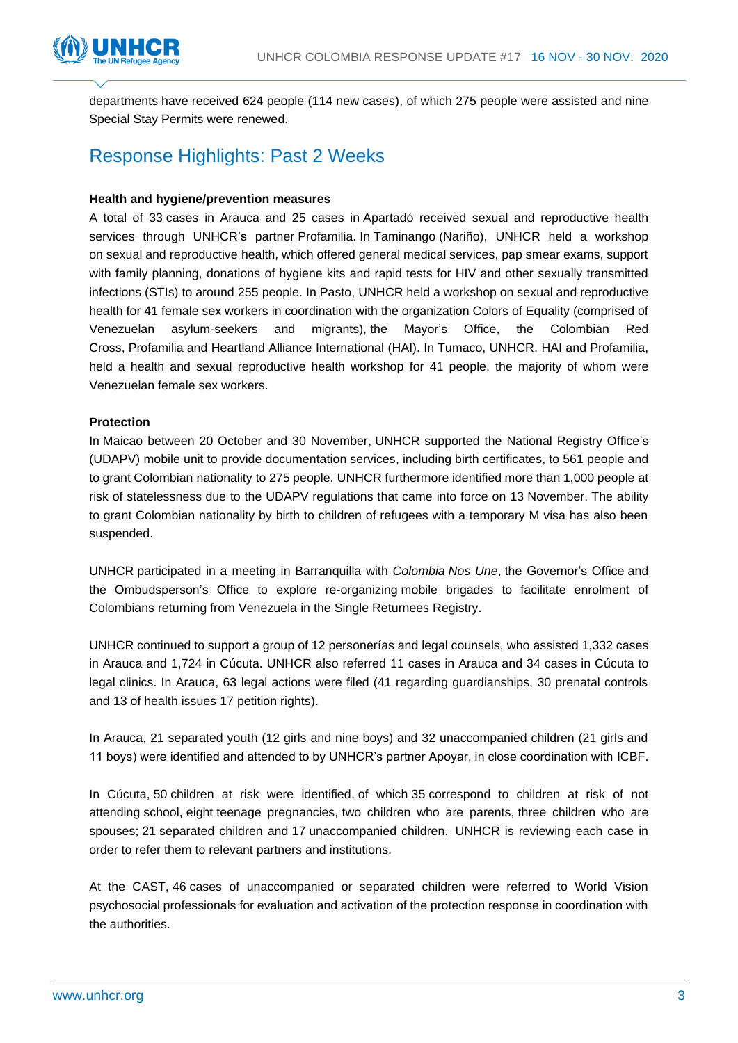departments have received 624 people (114 new cases), of which 275 people were assisted and nine Special Stay Permits were renewed.

## Response Highlights: Past 2 Weeks

**Health and hygiene/prevention measures**

A total of 33 cases in Arauca and 25 cases in Apartadó received sexual and reproductive health services through UNHCR's partner Profamilia. In Taminango (Nariño), UNHCR held a workshop on sexual and reproductive health, which offered general medical services, pap smear exams, support with family planning, donations of hygiene kits and rapid tests for HIV and other sexually transmitted infections (STIs) to around 255 people. In Pasto, UNHCR held a workshop on sexual and reproductive health for 41 female sex workers in coordination with the organization Colors of Equality (comprised of Venezuelan asylum-seekers and migrants), the Mayor's Office, the Colombian Red Cross, Profamilia and Heartland Alliance International (HAI). In Tumaco, UNHCR, HAI and Profamilia, held a health and sexual reproductive health workshop for 41 people, the majority of whom were Venezuelan female sex workers.

**Protection**

In Maicao between 20 October and 30 November, UNHCR supported the National Registry Office's (UDAPV) mobile unit to provide documentation services, including birth certificates, to 561 people and to grant Colombian nationality to 275 people. UNHCR furthermore identified more than 1,000 people at risk of statelessness due to the UDAPV regulations that came into force on 13 November. The ability to grant Colombian nationality by birth to children of refugees with a temporary M visa has also been suspended.

UNHCR participated in a meeting in Barranquilla with *Colombia Nos Une*, the Governor's Office and the Ombudsperson's Office to explore re-organizing mobile brigades to facilitate enrolment of Colombians returning from Venezuela in the Single Returnees Registry.

UNHCR continued to support a group of 12 personerías and legal counsels, who assisted 1,332 cases in Arauca and 1,724 in Cúcuta. UNHCR also referred 11 cases in Arauca and 34 cases in Cúcuta to legal clinics. In Arauca, 63 legal actions were filed (41 regarding guardianships, 30 prenatal controls and 13 of health issues 17 petition rights).

In Arauca, 21 separated youth (12 girls and nine boys) and 32 unaccompanied children (21 girls and 11 boys) were identified and attended to by UNHCR's partner Apoyar, in close coordination with ICBF.

In Cúcuta, 50 children at risk were identified, of which 35 correspond to children at risk of not attending school, eight teenage pregnancies, two children who are parents, three children who are spouses; 21 separated children and 17 unaccompanied children. UNHCR is reviewing each case in order to refer them to relevant partners and institutions.

At the CAST, 46 cases of unaccompanied or separated children were referred to World Vision psychosocial professionals for evaluation and activation of the protection response in coordination with the authorities.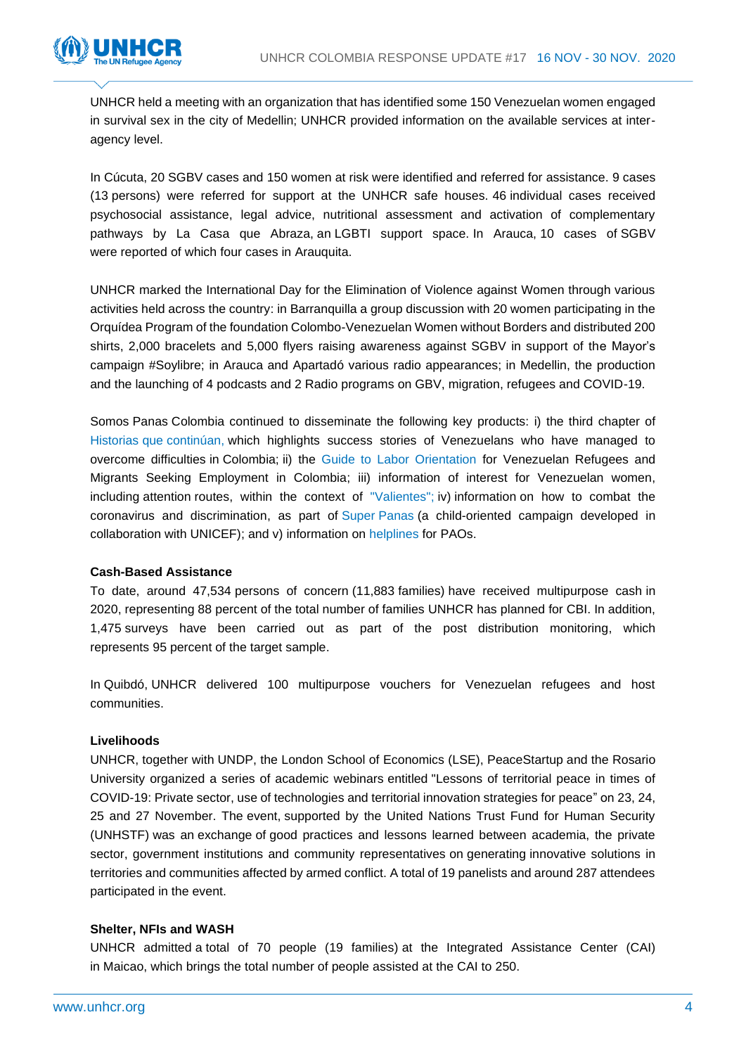UNHCR held a meeting with an organization that has identified some 150 Venezuelan women engaged in survival sex in the city of Medellin; UNHCR provided information on the available services at inter-agency level.

In Cúcuta, 20 SGBV cases and 150 women at risk were identified and referred for assistance. 9 cases (13 persons) were referred for support at the UNHCR safe houses. 46 individual cases received psychosocial assistance, legal advice, nutritional assessment and activation of complementary pathways by La Casa que Abraza, an LGBTI support space. In Arauca, 10 cases of SGBV were reported of which four cases in Arauquita.

UNHCR marked the International Day for the Elimination of Violence against Women through various activities held across the country: in Barranquilla a group discussion with 20 women participating in the Orquídea Program of the foundation Colombo-Venezuelan Women without Borders and distributed 200 shirts, 2,000 bracelets and 5,000 flyers raising awareness against SGBV in support of the Mayor's campaign #Soylibre; in Arauca and Apartadó various radio appearances; in Medellin, the production and the launching of 4 podcasts and 2 Radio programs on GBV, migration, refugees and COVID-19.

Somos Panas Colombia continued to disseminate the following key products: i) the third chapter of Historias que continúan, which highlights success stories of Venezuelans who have managed to overcome difficulties in Colombia; ii) the Guide to Labor Orientation for Venezuelan Refugees and Migrants Seeking Employment in Colombia; iii) information of interest for Venezuelan women, including attention routes, within the context of "Valientes"; iv) information on how to combat the coronavirus and discrimination, as part of Super Panas (a child-oriented campaign developed in collaboration with UNICEF); and v) information on helplines for PAOs.

**Cash-Based Assistance**

To date, around 47,534 persons of concern (11,883 families) have received multipurpose cash in 2020, representing 88 percent of the total number of families UNHCR has planned for CBI. In addition, 1,475 surveys have been carried out as part of the post distribution monitoring, which represents 95 percent of the target sample.

In Quibdó, UNHCR delivered 100 multipurpose vouchers for Venezuelan refugees and host communities.

**Livelihoods**

UNHCR, together with UNDP, the London School of Economics (LSE), PeaceStartup and the Rosario University organized a series of academic webinars entitled "Lessons of territorial peace in times of COVID-19: Private sector, use of technologies and territorial innovation strategies for peace" on 23, 24, 25 and 27 November. The event, supported by the United Nations Trust Fund for Human Security (UNHSTF) was an exchange of good practices and lessons learned between academia, the private sector, government institutions and community representatives on generating innovative solutions in territories and communities affected by armed conflict. A total of 19 panelists and around 287 attendees participated in the event.

**Shelter, NFIs and WASH**

UNHCR admitted a total of 70 people (19 families) at the Integrated Assistance Center (CAI) in Maicao, which brings the total number of people assisted at the CAI to 250.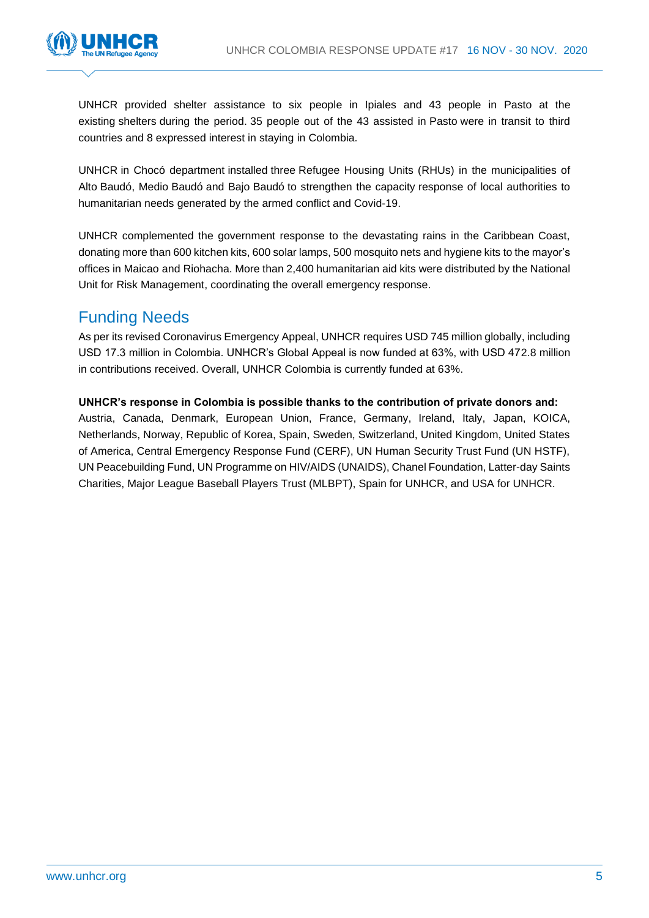UNHCR provided shelter assistance to six people in Ipiales and 43 people in Pasto at the existing shelters during the period. 35 people out of the 43 assisted in Pasto were in transit to third countries and 8 expressed interest in staying in Colombia.

UNHCR in Chocó department installed three Refugee Housing Units (RHUs) in the municipalities of Alto Baudó, Medio Baudó and Bajo Baudó to strengthen the capacity response of local authorities to humanitarian needs generated by the armed conflict and Covid-19.

UNHCR complemented the government response to the devastating rains in the Caribbean Coast, donating more than 600 kitchen kits, 600 solar lamps, 500 mosquito nets and hygiene kits to the mayor's offices in Maicao and Riohacha. More than 2,400 humanitarian aid kits were distributed by the National Unit for Risk Management, coordinating the overall emergency response.

## Funding Needs

As per its revised Coronavirus Emergency Appeal, UNHCR requires USD 745 million globally, including USD 17.3 million in Colombia. UNHCR's Global Appeal is now funded at 63%, with USD 472.8 million in contributions received. Overall, UNHCR Colombia is currently funded at 63%.

**UNHCR's response in Colombia is possible thanks to the contribution of private donors and:** Austria, Canada, Denmark, European Union, France, Germany, Ireland, Italy, Japan, KOICA, Netherlands, Norway, Republic of Korea, Spain, Sweden, Switzerland, United Kingdom, United States of America, Central Emergency Response Fund (CERF), UN Human Security Trust Fund (UN HSTF), UN Peacebuilding Fund, UN Programme on HIV/AIDS (UNAIDS), Chanel Foundation, Latter-day Saints Charities, Major League Baseball Players Trust (MLBPT), Spain for UNHCR, and USA for UNHCR.